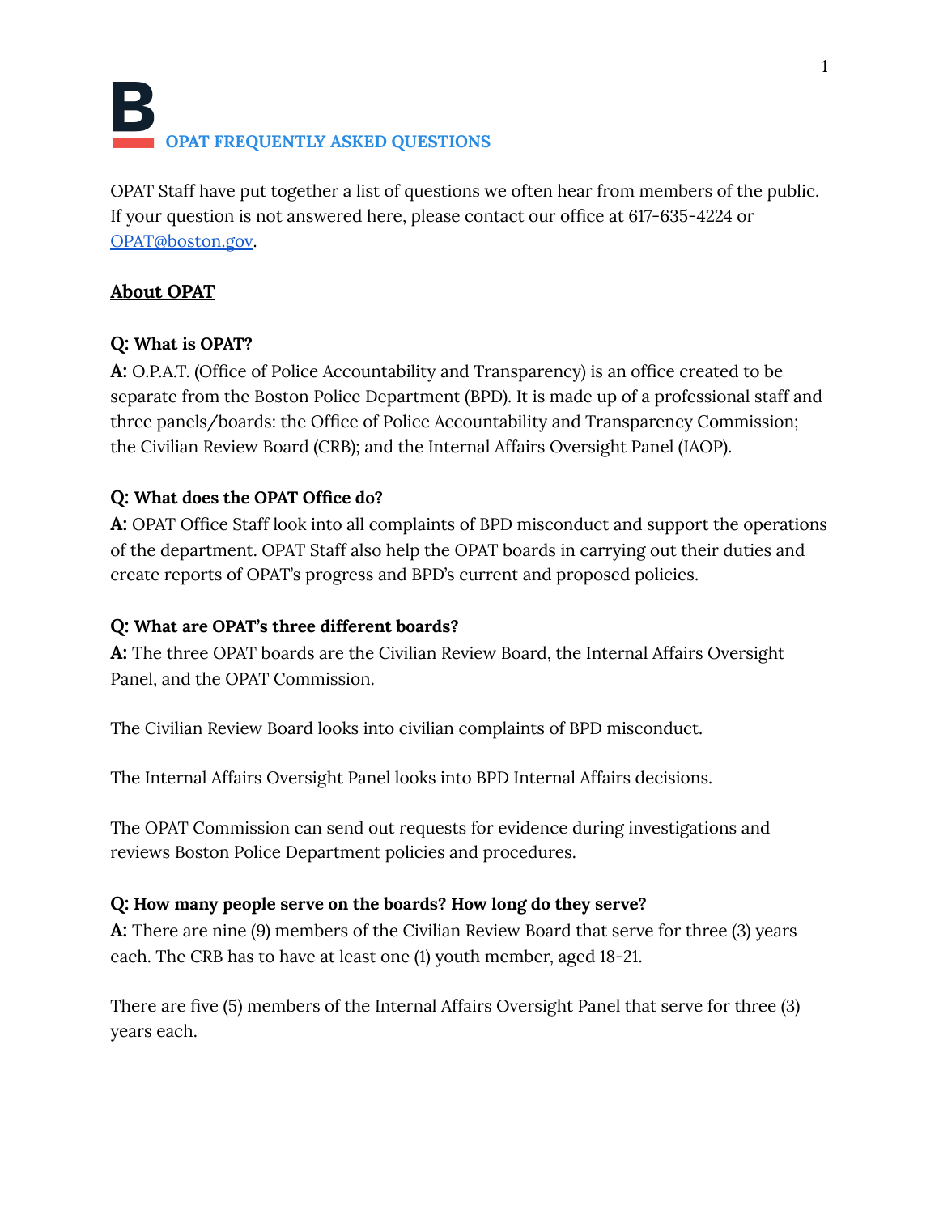# OPAT FREQUENTLY ASKED QUESTIONS

OPAT Staff have put together a list of questions we often hear from members of the public. If your question is not answered here, please contact our office at 617-635-4224 or [OPAT@boston.gov](mailto:OPAT@boston.gov).

## About OPAT

**Q: What is OPAT?**
**A:** O.P.A.T. (Office of Police Accountability and Transparency) is an office created to be separate from the Boston Police Department (BPD). It is made up of a professional staff and three panels/boards: the Office of Police Accountability and Transparency Commission; the Civilian Review Board (CRB); and the Internal Affairs Oversight Panel (IAOP).

**Q: What does the OPAT Office do?**
**A:** OPAT Office Staff look into all complaints of BPD misconduct and support the operations of the department. OPAT Staff also help the OPAT boards in carrying out their duties and create reports of OPAT's progress and BPD's current and proposed policies.

**Q: What are OPAT's three different boards?**
**A:** The three OPAT boards are the Civilian Review Board, the Internal Affairs Oversight Panel, and the OPAT Commission.

The Civilian Review Board looks into civilian complaints of BPD misconduct.

The Internal Affairs Oversight Panel looks into BPD Internal Affairs decisions.

The OPAT Commission can send out requests for evidence during investigations and reviews Boston Police Department policies and procedures.

**Q: How many people serve on the boards? How long do they serve?**
**A:** There are nine (9) members of the Civilian Review Board that serve for three (3) years each. The CRB has to have at least one (1) youth member, aged 18-21.

There are five (5) members of the Internal Affairs Oversight Panel that serve for three (3) years each.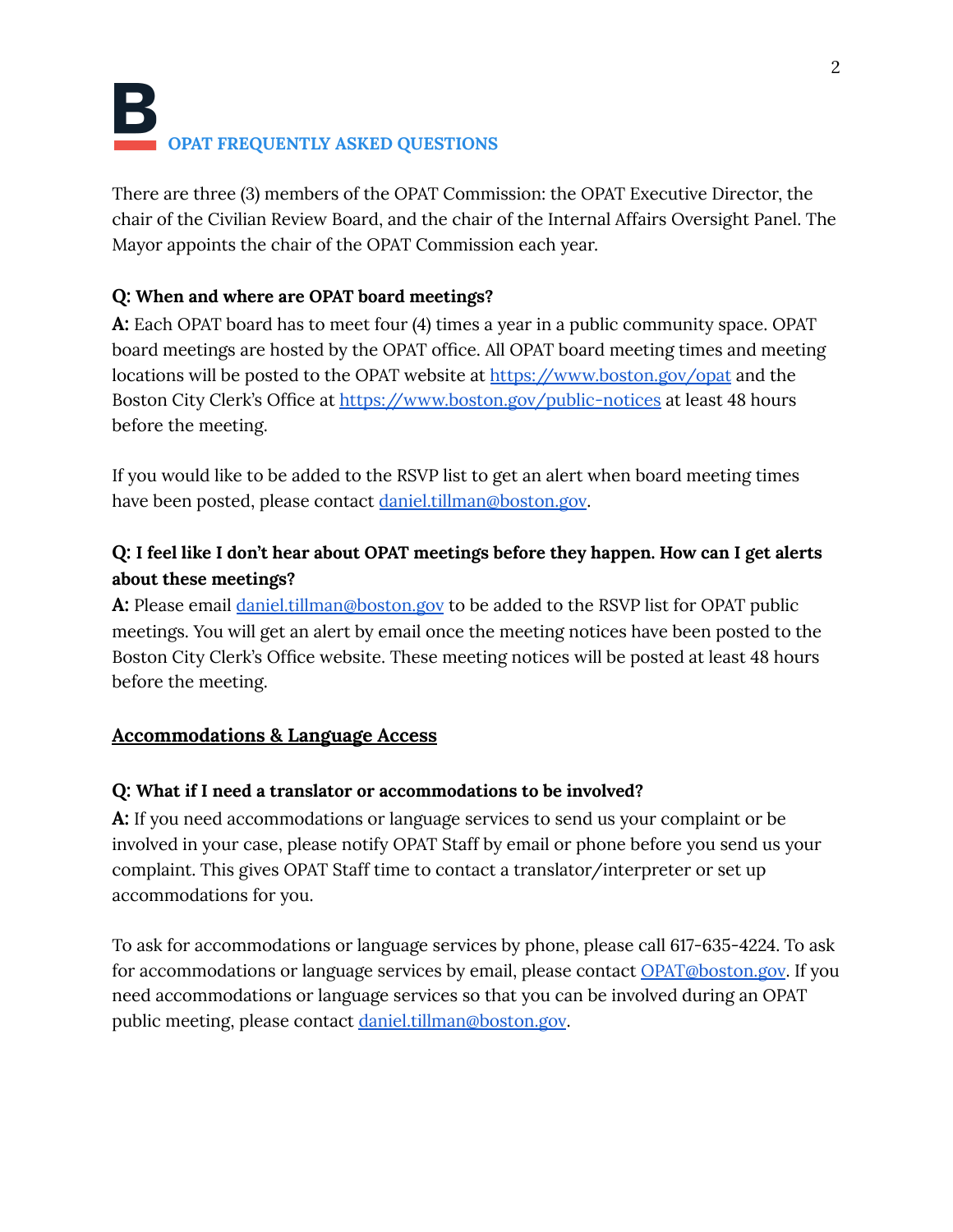There are three (3) members of the OPAT Commission: the OPAT Executive Director, the chair of the Civilian Review Board, and the chair of the Internal Affairs Oversight Panel. The Mayor appoints the chair of the OPAT Commission each year.

**Q: When and where are OPAT board meetings?**
**A:** Each OPAT board has to meet four (4) times a year in a public community space. OPAT board meetings are hosted by the OPAT office. All OPAT board meeting times and meeting locations will be posted to the OPAT website at [https://www.boston.gov/opat](https://www.boston.gov/opat) and the Boston City Clerk's Office at [https://www.boston.gov/public-notices](https://www.boston.gov/public-notices) at least 48 hours before the meeting.

If you would like to be added to the RSVP list to get an alert when board meeting times have been posted, please contact [daniel.tillman@boston.gov](mailto:daniel.tillman@boston.gov).

**Q: I feel like I don't hear about OPAT meetings before they happen. How can I get alerts about these meetings?**
**A:** Please email [daniel.tillman@boston.gov](mailto:daniel.tillman@boston.gov) to be added to the RSVP list for OPAT public meetings. You will get an alert by email once the meeting notices have been posted to the Boston City Clerk's Office website. These meeting notices will be posted at least 48 hours before the meeting.

## Accommodations & Language Access

**Q: What if I need a translator or accommodations to be involved?**
**A:** If you need accommodations or language services to send us your complaint or be involved in your case, please notify OPAT Staff by email or phone before you send us your complaint. This gives OPAT Staff time to contact a translator/interpreter or set up accommodations for you.

To ask for accommodations or language services by phone, please call 617-635-4224. To ask for accommodations or language services by email, please contact [OPAT@boston.gov](mailto:OPAT@boston.gov). If you need accommodations or language services so that you can be involved during an OPAT public meeting, please contact [daniel.tillman@boston.gov](mailto:daniel.tillman@boston.gov).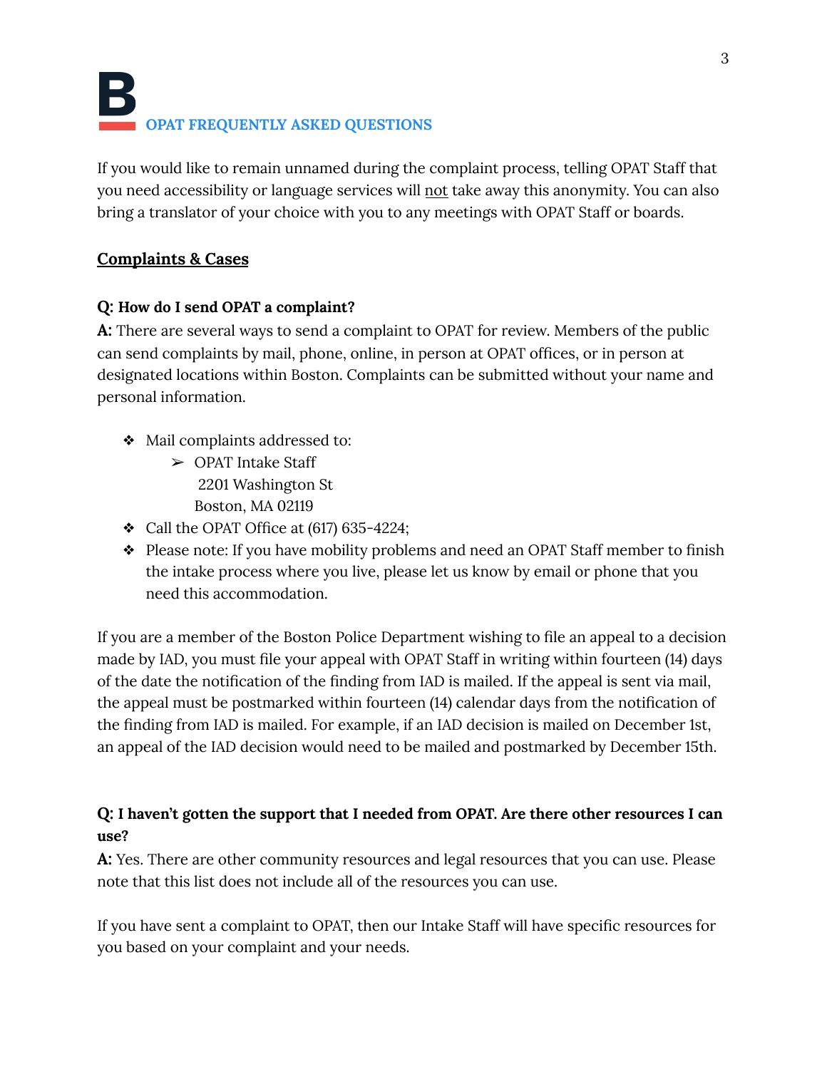**OPAT FREQUENTLY ASKED QUESTIONS**

If you would like to remain unnamed during the complaint process, telling OPAT Staff that you need accessibility or language services will not take away this anonymity. You can also bring a translator of your choice with you to any meetings with OPAT Staff or boards.

## Complaints & Cases

**Q: How do I send OPAT a complaint?**

**A:** There are several ways to send a complaint to OPAT for review. Members of the public can send complaints by mail, phone, online, in person at OPAT offices, or in person at designated locations within Boston. Complaints can be submitted without your name and personal information.

- Mail complaints addressed to:
  - OPAT Intake Staff
    2201 Washington St
    Boston, MA 02119
- Call the OPAT Office at (617) 635-4224;
- Please note: If you have mobility problems and need an OPAT Staff member to finish the intake process where you live, please let us know by email or phone that you need this accommodation.

If you are a member of the Boston Police Department wishing to file an appeal to a decision made by IAD, you must file your appeal with OPAT Staff in writing within fourteen (14) days of the date the notification of the finding from IAD is mailed. If the appeal is sent via mail, the appeal must be postmarked within fourteen (14) calendar days from the notification of the finding from IAD is mailed. For example, if an IAD decision is mailed on December 1st, an appeal of the IAD decision would need to be mailed and postmarked by December 15th.

**Q: I haven't gotten the support that I needed from OPAT. Are there other resources I can use?**

**A:** Yes. There are other community resources and legal resources that you can use. Please note that this list does not include all of the resources you can use.

If you have sent a complaint to OPAT, then our Intake Staff will have specific resources for you based on your complaint and your needs.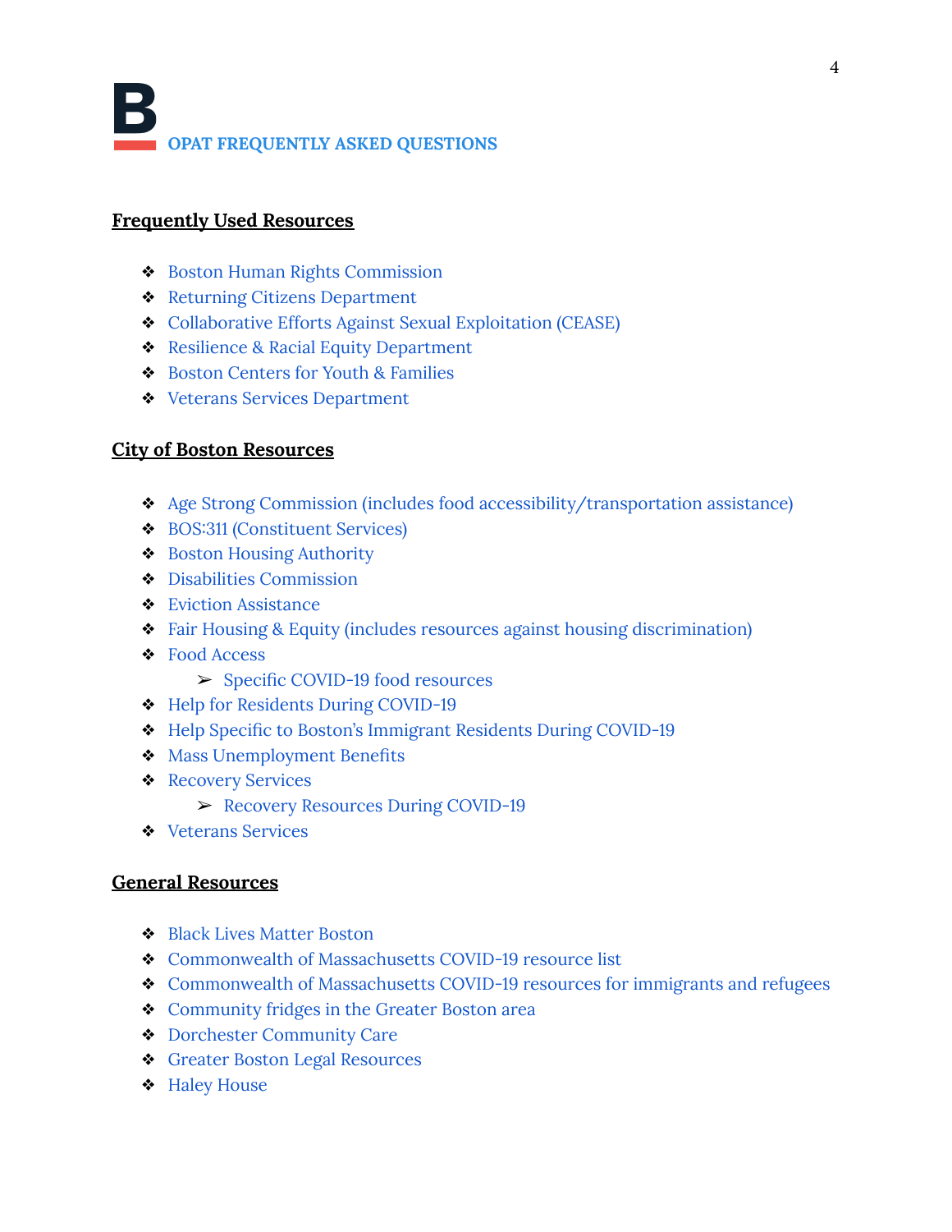**OPAT FREQUENTLY ASKED QUESTIONS**

## Frequently Used Resources

- Boston Human Rights Commission
- Returning Citizens Department
- Collaborative Efforts Against Sexual Exploitation (CEASE)
- Resilience & Racial Equity Department
- Boston Centers for Youth & Families
- Veterans Services Department

## City of Boston Resources

- Age Strong Commission (includes food accessibility/transportation assistance)
- BOS:311 (Constituent Services)
- Boston Housing Authority
- Disabilities Commission
- Eviction Assistance
- Fair Housing & Equity (includes resources against housing discrimination)
- Food Access
  - Specific COVID-19 food resources
- Help for Residents During COVID-19
- Help Specific to Boston's Immigrant Residents During COVID-19
- Mass Unemployment Benefits
- Recovery Services
  - Recovery Resources During COVID-19
- Veterans Services

## General Resources

- Black Lives Matter Boston
- Commonwealth of Massachusetts COVID-19 resource list
- Commonwealth of Massachusetts COVID-19 resources for immigrants and refugees
- Community fridges in the Greater Boston area
- Dorchester Community Care
- Greater Boston Legal Resources
- Haley House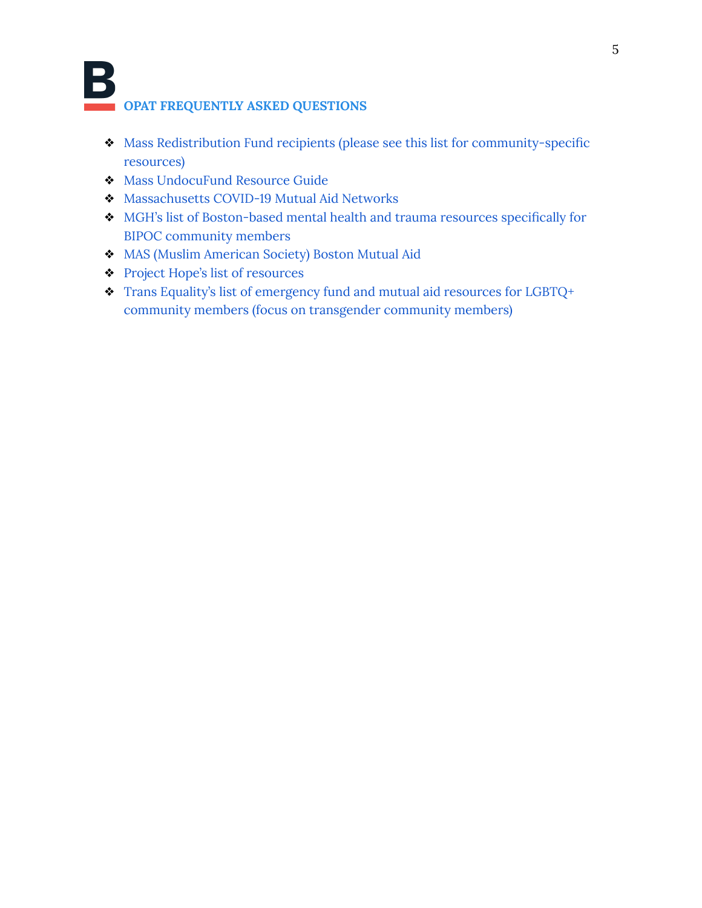## OPAT FREQUENTLY ASKED QUESTIONS

- Mass Redistribution Fund recipients (please see this list for community-specific resources)
- Mass UndocuFund Resource Guide
- Massachusetts COVID-19 Mutual Aid Networks
- MGH's list of Boston-based mental health and trauma resources specifically for BIPOC community members
- MAS (Muslim American Society) Boston Mutual Aid
- Project Hope's list of resources
- Trans Equality's list of emergency fund and mutual aid resources for LGBTQ+ community members (focus on transgender community members)